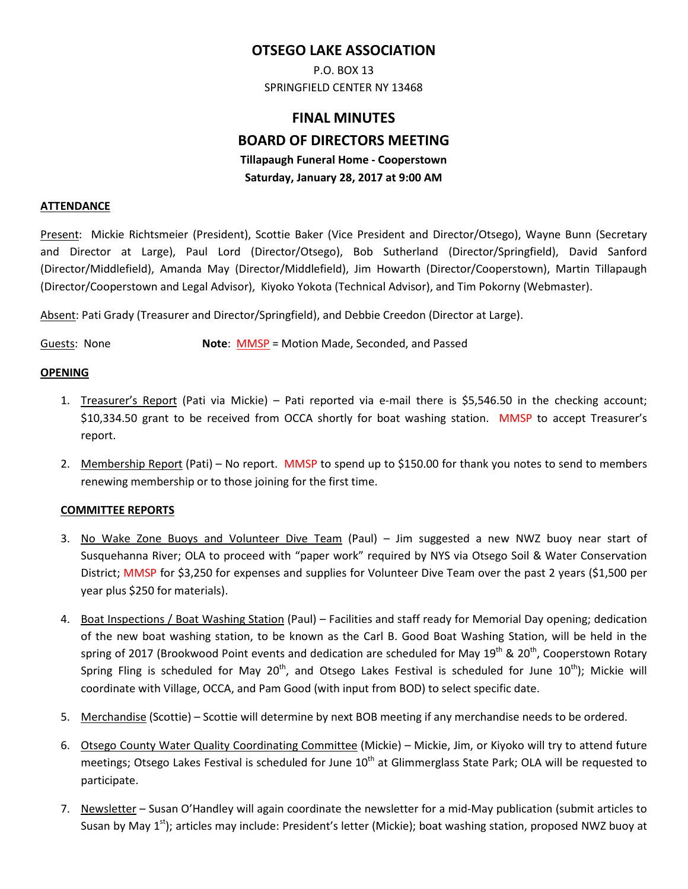# OTSEGO LAKE ASSOCIATION

P.O. BOX 13
SPRINGFIELD CENTER NY 13468

## FINAL MINUTES
## BOARD OF DIRECTORS MEETING

**Tillapaugh Funeral Home - Cooperstown**
**Saturday, January 28, 2017 at 9:00 AM**

### ATTENDANCE

Present: Mickie Richtsmeier (President), Scottie Baker (Vice President and Director/Otsego), Wayne Bunn (Secretary and Director at Large), Paul Lord (Director/Otsego), Bob Sutherland (Director/Springfield), David Sanford (Director/Middlefield), Amanda May (Director/Middlefield), Jim Howarth (Director/Cooperstown), Martin Tillapaugh (Director/Cooperstown and Legal Advisor), Kiyoko Yokota (Technical Advisor), and Tim Pokorny (Webmaster).

Absent: Pati Grady (Treasurer and Director/Springfield), and Debbie Creedon (Director at Large).

Guests: None **Note**: MMSP = Motion Made, Seconded, and Passed

### OPENING

1. Treasurer's Report (Pati via Mickie) – Pati reported via e-mail there is $5,546.50 in the checking account; $10,334.50 grant to be received from OCCA shortly for boat washing station. MMSP to accept Treasurer's report.

2. Membership Report (Pati) – No report. MMSP to spend up to $150.00 for thank you notes to send to members renewing membership or to those joining for the first time.

### COMMITTEE REPORTS

3. No Wake Zone Buoys and Volunteer Dive Team (Paul) – Jim suggested a new NWZ buoy near start of Susquehanna River; OLA to proceed with "paper work" required by NYS via Otsego Soil & Water Conservation District; MMSP for $3,250 for expenses and supplies for Volunteer Dive Team over the past 2 years ($1,500 per year plus $250 for materials).

4. Boat Inspections / Boat Washing Station (Paul) – Facilities and staff ready for Memorial Day opening; dedication of the new boat washing station, to be known as the Carl B. Good Boat Washing Station, will be held in the spring of 2017 (Brookwood Point events and dedication are scheduled for May 19th & 20th, Cooperstown Rotary Spring Fling is scheduled for May 20th, and Otsego Lakes Festival is scheduled for June 10th); Mickie will coordinate with Village, OCCA, and Pam Good (with input from BOD) to select specific date.

5. Merchandise (Scottie) – Scottie will determine by next BOB meeting if any merchandise needs to be ordered.

6. Otsego County Water Quality Coordinating Committee (Mickie) – Mickie, Jim, or Kiyoko will try to attend future meetings; Otsego Lakes Festival is scheduled for June 10th at Glimmerglass State Park; OLA will be requested to participate.

7. Newsletter – Susan O'Handley will again coordinate the newsletter for a mid-May publication (submit articles to Susan by May 1st); articles may include: President's letter (Mickie); boat washing station, proposed NWZ buoy at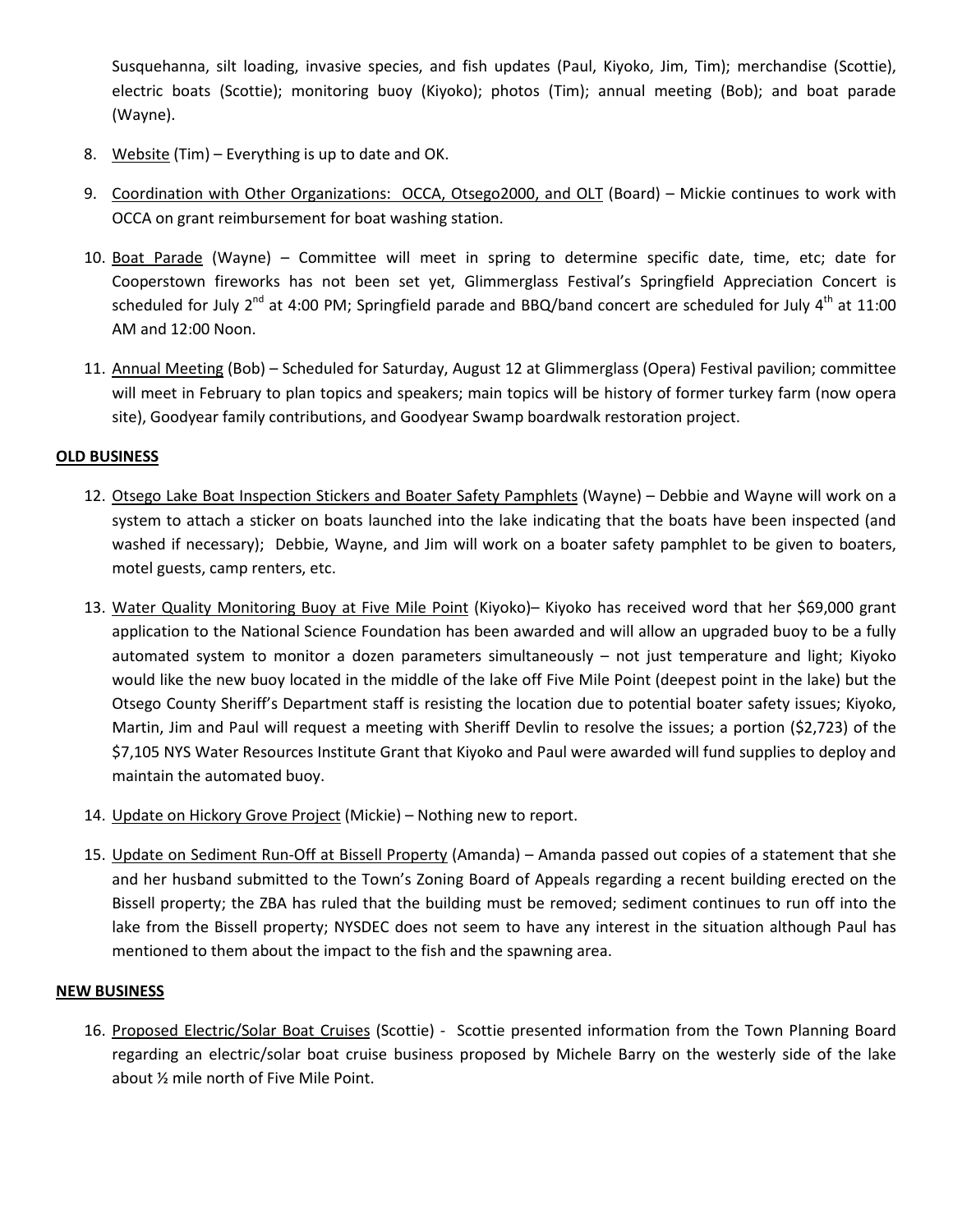Susquehanna, silt loading, invasive species, and fish updates (Paul, Kiyoko, Jim, Tim); merchandise (Scottie), electric boats (Scottie); monitoring buoy (Kiyoko); photos (Tim); annual meeting (Bob); and boat parade (Wayne).

8. Website (Tim) – Everything is up to date and OK.

9. Coordination with Other Organizations: OCCA, Otsego2000, and OLT (Board) – Mickie continues to work with OCCA on grant reimbursement for boat washing station.

10. Boat Parade (Wayne) – Committee will meet in spring to determine specific date, time, etc; date for Cooperstown fireworks has not been set yet, Glimmerglass Festival's Springfield Appreciation Concert is scheduled for July 2nd at 4:00 PM; Springfield parade and BBQ/band concert are scheduled for July 4th at 11:00 AM and 12:00 Noon.

11. Annual Meeting (Bob) – Scheduled for Saturday, August 12 at Glimmerglass (Opera) Festival pavilion; committee will meet in February to plan topics and speakers; main topics will be history of former turkey farm (now opera site), Goodyear family contributions, and Goodyear Swamp boardwalk restoration project.

**OLD BUSINESS**

12. Otsego Lake Boat Inspection Stickers and Boater Safety Pamphlets (Wayne) – Debbie and Wayne will work on a system to attach a sticker on boats launched into the lake indicating that the boats have been inspected (and washed if necessary); Debbie, Wayne, and Jim will work on a boater safety pamphlet to be given to boaters, motel guests, camp renters, etc.

13. Water Quality Monitoring Buoy at Five Mile Point (Kiyoko)– Kiyoko has received word that her $69,000 grant application to the National Science Foundation has been awarded and will allow an upgraded buoy to be a fully automated system to monitor a dozen parameters simultaneously – not just temperature and light; Kiyoko would like the new buoy located in the middle of the lake off Five Mile Point (deepest point in the lake) but the Otsego County Sheriff's Department staff is resisting the location due to potential boater safety issues; Kiyoko, Martin, Jim and Paul will request a meeting with Sheriff Devlin to resolve the issues; a portion ($2,723) of the $7,105 NYS Water Resources Institute Grant that Kiyoko and Paul were awarded will fund supplies to deploy and maintain the automated buoy.

14. Update on Hickory Grove Project (Mickie) – Nothing new to report.

15. Update on Sediment Run-Off at Bissell Property (Amanda) – Amanda passed out copies of a statement that she and her husband submitted to the Town's Zoning Board of Appeals regarding a recent building erected on the Bissell property; the ZBA has ruled that the building must be removed; sediment continues to run off into the lake from the Bissell property; NYSDEC does not seem to have any interest in the situation although Paul has mentioned to them about the impact to the fish and the spawning area.

**NEW BUSINESS**

16. Proposed Electric/Solar Boat Cruises (Scottie) - Scottie presented information from the Town Planning Board regarding an electric/solar boat cruise business proposed by Michele Barry on the westerly side of the lake about ½ mile north of Five Mile Point.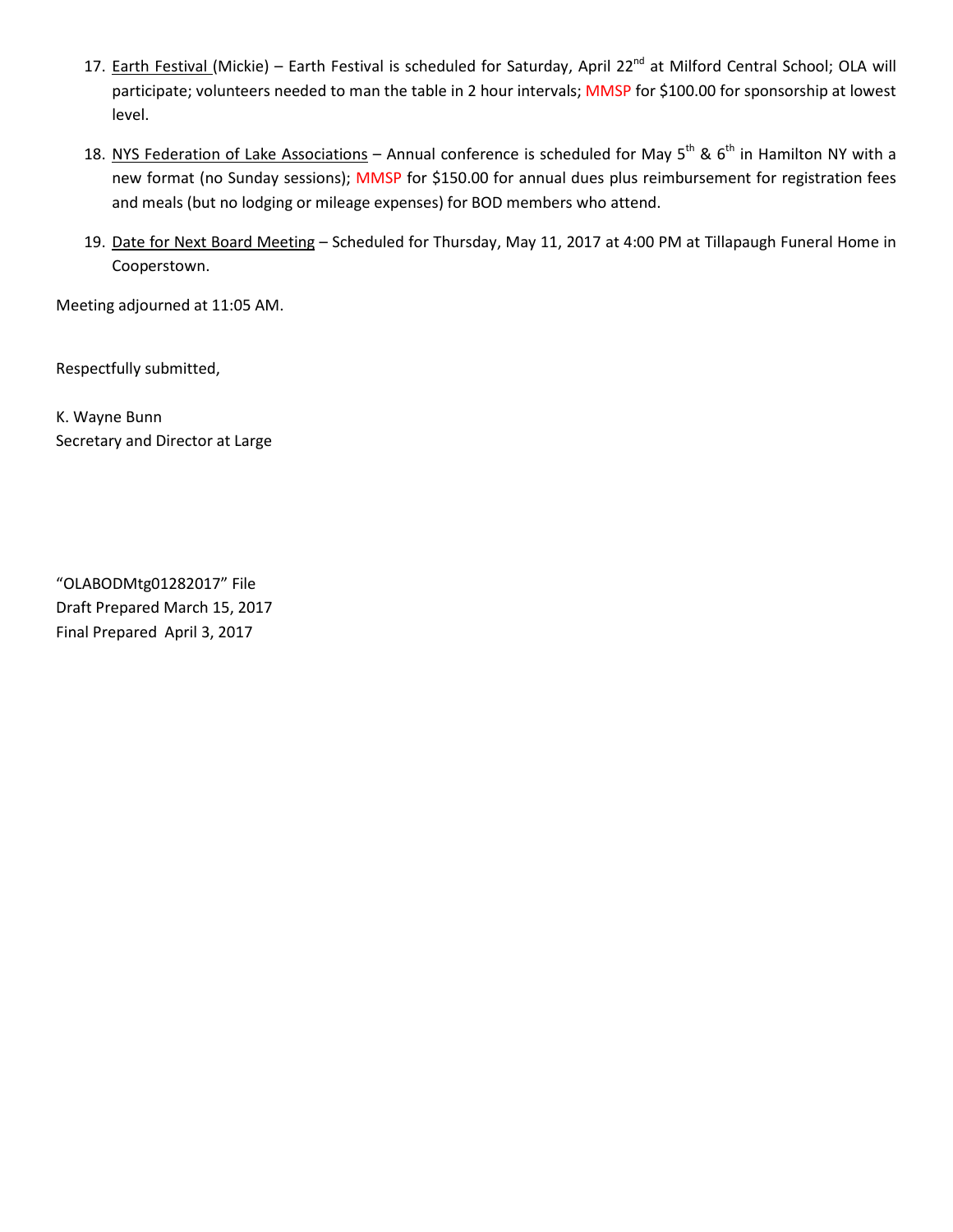17. Earth Festival (Mickie) – Earth Festival is scheduled for Saturday, April 22nd at Milford Central School; OLA will participate; volunteers needed to man the table in 2 hour intervals; MMSP for $100.00 for sponsorship at lowest level.

18. NYS Federation of Lake Associations – Annual conference is scheduled for May 5th & 6th in Hamilton NY with a new format (no Sunday sessions); MMSP for $150.00 for annual dues plus reimbursement for registration fees and meals (but no lodging or mileage expenses) for BOD members who attend.

19. Date for Next Board Meeting – Scheduled for Thursday, May 11, 2017 at 4:00 PM at Tillapaugh Funeral Home in Cooperstown.

Meeting adjourned at 11:05 AM.

Respectfully submitted,

K. Wayne Bunn
Secretary and Director at Large

"OLABODMtg01282017" File
Draft Prepared March 15, 2017
Final Prepared April 3, 2017